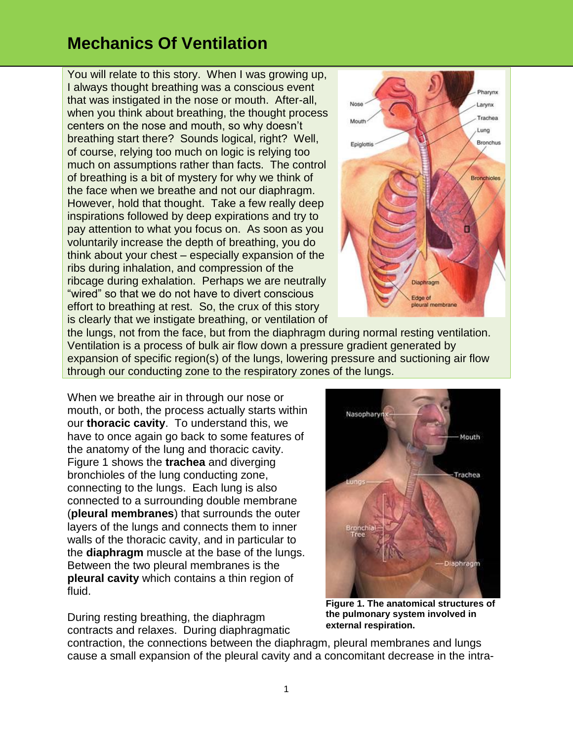# Mechanics Of Ventilation

You will relate to this story. When I was growing up, I always thought breathing was a conscious event that was instigated in the nose or mouth. After-all, when you think about breathing, the thought process centers on the nose and mouth, so why doesn't breathing start there? Sounds logical, right? Well, of course, relying too much on logic is relying too much on assumptions rather than facts. The control of breathing is a bit of mystery for why we think of the face when we breathe and not our diaphragm. However, hold that thought. Take a few really deep inspirations followed by deep expirations and try to pay attention to what you focus on. As soon as you voluntarily increase the depth of breathing, you do think about your chest – especially expansion of the ribs during inhalation, and compression of the ribcage during exhalation. Perhaps we are neutrally "wired" so that we do not have to divert conscious effort to breathing at rest. So, the crux of this story is clearly that we instigate breathing, or ventilation of the lungs, not from the face, but from the diaphragm during normal resting ventilation. Ventilation is a process of bulk air flow down a pressure gradient generated by expansion of specific region(s) of the lungs, lowering pressure and suctioning air flow through our conducting zone to the respiratory zones of the lungs.

When we breathe air in through our nose or mouth, or both, the process actually starts within our **thoracic cavity**. To understand this, we have to once again go back to some features of the anatomy of the lung and thoracic cavity. Figure 1 shows the **trachea** and diverging bronchioles of the lung conducting zone, connecting to the lungs. Each lung is also connected to a surrounding double membrane (**pleural membranes**) that surrounds the outer layers of the lungs and connects them to inner walls of the thoracic cavity, and in particular to the **diaphragm** muscle at the base of the lungs. Between the two pleural membranes is the **pleural cavity** which contains a thin region of fluid.

**Figure 1. The anatomical structures of the pulmonary system involved in external respiration.**

During resting breathing, the diaphragm contracts and relaxes. During diaphragmatic contraction, the connections between the diaphragm, pleural membranes and lungs cause a small expansion of the pleural cavity and a concomitant decrease in the intra-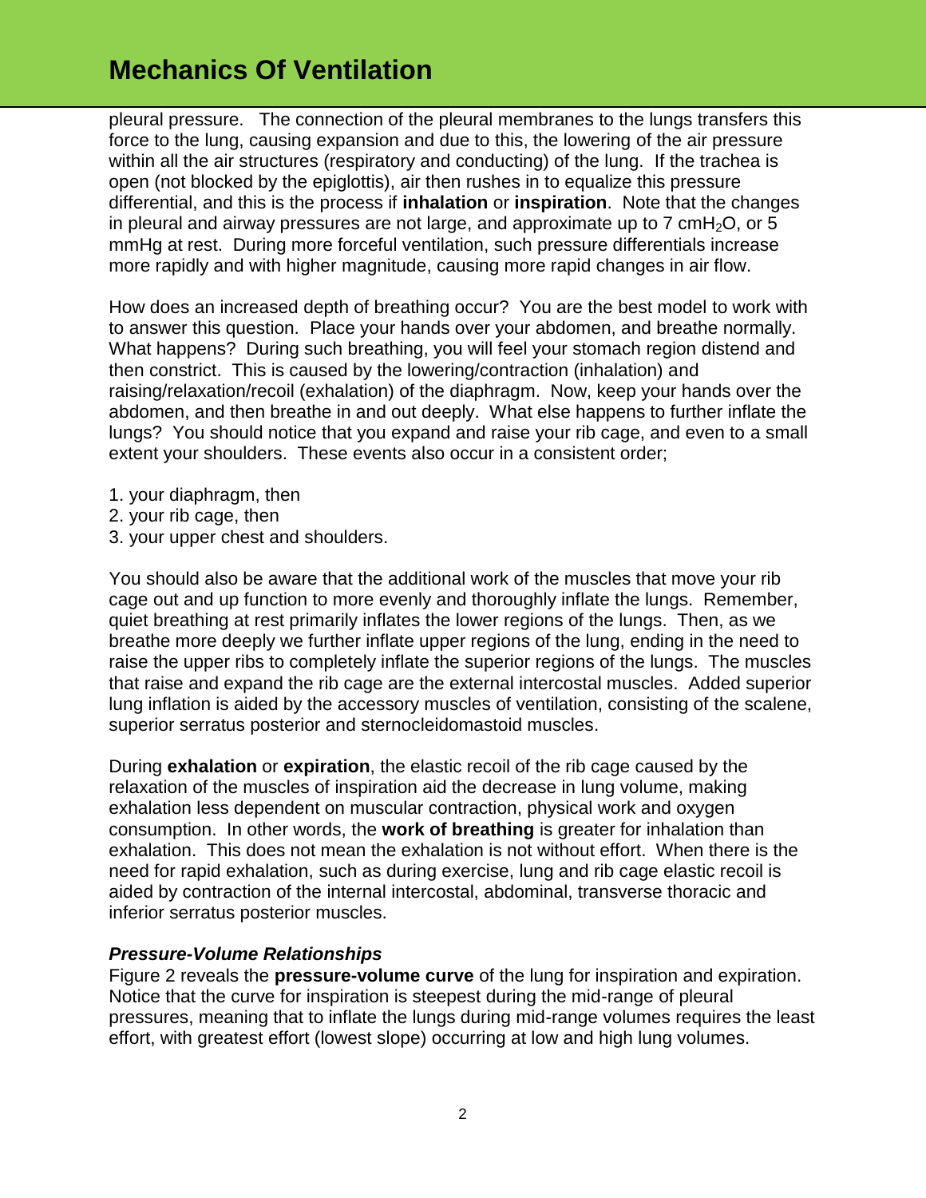pleural pressure. The connection of the pleural membranes to the lungs transfers this force to the lung, causing expansion and due to this, the lowering of the air pressure within all the air structures (respiratory and conducting) of the lung. If the trachea is open (not blocked by the epiglottis), air then rushes in to equalize this pressure differential, and this is the process if **inhalation** or **inspiration**. Note that the changes in pleural and airway pressures are not large, and approximate up to 7 cm$H_2O$, or 5 mmHg at rest. During more forceful ventilation, such pressure differentials increase more rapidly and with higher magnitude, causing more rapid changes in air flow.

How does an increased depth of breathing occur? You are the best model to work with to answer this question. Place your hands over your abdomen, and breathe normally. What happens? During such breathing, you will feel your stomach region distend and then constrict. This is caused by the lowering/contraction (inhalation) and raising/relaxation/recoil (exhalation) of the diaphragm. Now, keep your hands over the abdomen, and then breathe in and out deeply. What else happens to further inflate the lungs? You should notice that you expand and raise your rib cage, and even to a small extent your shoulders. These events also occur in a consistent order;

1. your diaphragm, then
2. your rib cage, then
3. your upper chest and shoulders.

You should also be aware that the additional work of the muscles that move your rib cage out and up function to more evenly and thoroughly inflate the lungs. Remember, quiet breathing at rest primarily inflates the lower regions of the lungs. Then, as we breathe more deeply we further inflate upper regions of the lung, ending in the need to raise the upper ribs to completely inflate the superior regions of the lungs. The muscles that raise and expand the rib cage are the external intercostal muscles. Added superior lung inflation is aided by the accessory muscles of ventilation, consisting of the scalene, superior serratus posterior and sternocleidomastoid muscles.

During **exhalation** or **expiration**, the elastic recoil of the rib cage caused by the relaxation of the muscles of inspiration aid the decrease in lung volume, making exhalation less dependent on muscular contraction, physical work and oxygen consumption. In other words, the **work of breathing** is greater for inhalation than exhalation. This does not mean the exhalation is not without effort. When there is the need for rapid exhalation, such as during exercise, lung and rib cage elastic recoil is aided by contraction of the internal intercostal, abdominal, transverse thoracic and inferior serratus posterior muscles.

### *Pressure-Volume Relationships*

Figure 2 reveals the **pressure-volume curve** of the lung for inspiration and expiration. Notice that the curve for inspiration is steepest during the mid-range of pleural pressures, meaning that to inflate the lungs during mid-range volumes requires the least effort, with greatest effort (lowest slope) occurring at low and high lung volumes.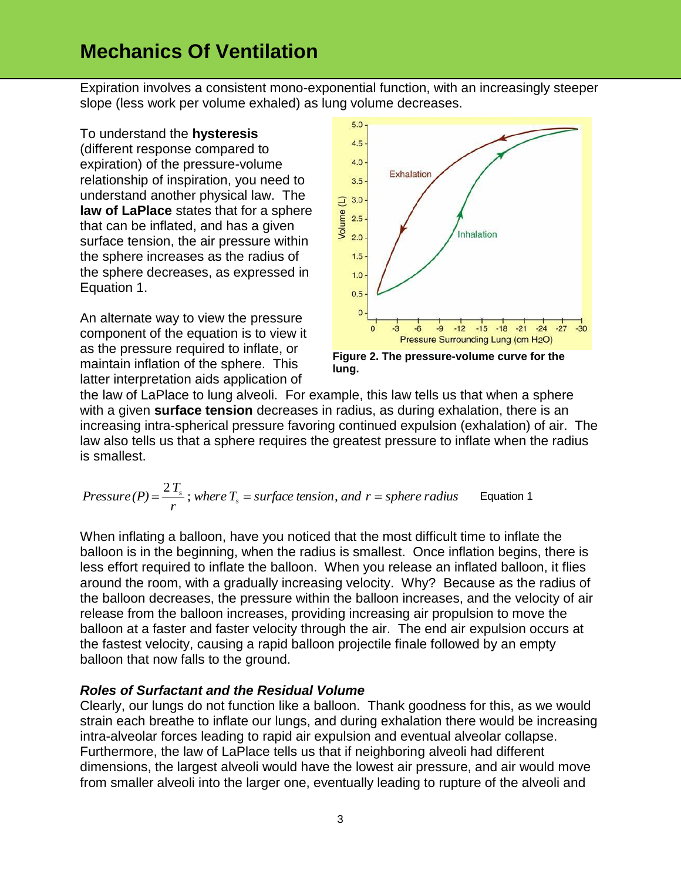## Mechanics Of Ventilation

Expiration involves a consistent mono-exponential function, with an increasingly steeper slope (less work per volume exhaled) as lung volume decreases.

To understand the **hysteresis** (different response compared to expiration) of the pressure-volume relationship of inspiration, you need to understand another physical law. The **law of LaPlace** states that for a sphere that can be inflated, and has a given surface tension, the air pressure within the sphere increases as the radius of the sphere decreases, as expressed in Equation 1.

**Figure 2. The pressure-volume curve for the lung.**

An alternate way to view the pressure component of the equation is to view it as the pressure required to inflate, or maintain inflation of the sphere. This latter interpretation aids application of the law of LaPlace to lung alveoli. For example, this law tells us that when a sphere with a given **surface tension** decreases in radius, as during exhalation, there is an increasing intra-spherical pressure favoring continued expulsion (exhalation) of air. The law also tells us that a sphere requires the greatest pressure to inflate when the radius is smallest.

$$Pressure\,(P) = \frac{2\,T_s}{r}\,;\ where\ T_s = surface\ tension,\ and\ r = sphere\ radius \qquad \text{Equation 1}$$

When inflating a balloon, have you noticed that the most difficult time to inflate the balloon is in the beginning, when the radius is smallest. Once inflation begins, there is less effort required to inflate the balloon. When you release an inflated balloon, it flies around the room, with a gradually increasing velocity. Why? Because as the radius of the balloon decreases, the pressure within the balloon increases, and the velocity of air release from the balloon increases, providing increasing air propulsion to move the balloon at a faster and faster velocity through the air. The end air expulsion occurs at the fastest velocity, causing a rapid balloon projectile finale followed by an empty balloon that now falls to the ground.

### *Roles of Surfactant and the Residual Volume*

Clearly, our lungs do not function like a balloon. Thank goodness for this, as we would strain each breathe to inflate our lungs, and during exhalation there would be increasing intra-alveolar forces leading to rapid air expulsion and eventual alveolar collapse. Furthermore, the law of LaPlace tells us that if neighboring alveoli had different dimensions, the largest alveoli would have the lowest air pressure, and air would move from smaller alveoli into the larger one, eventually leading to rupture of the alveoli and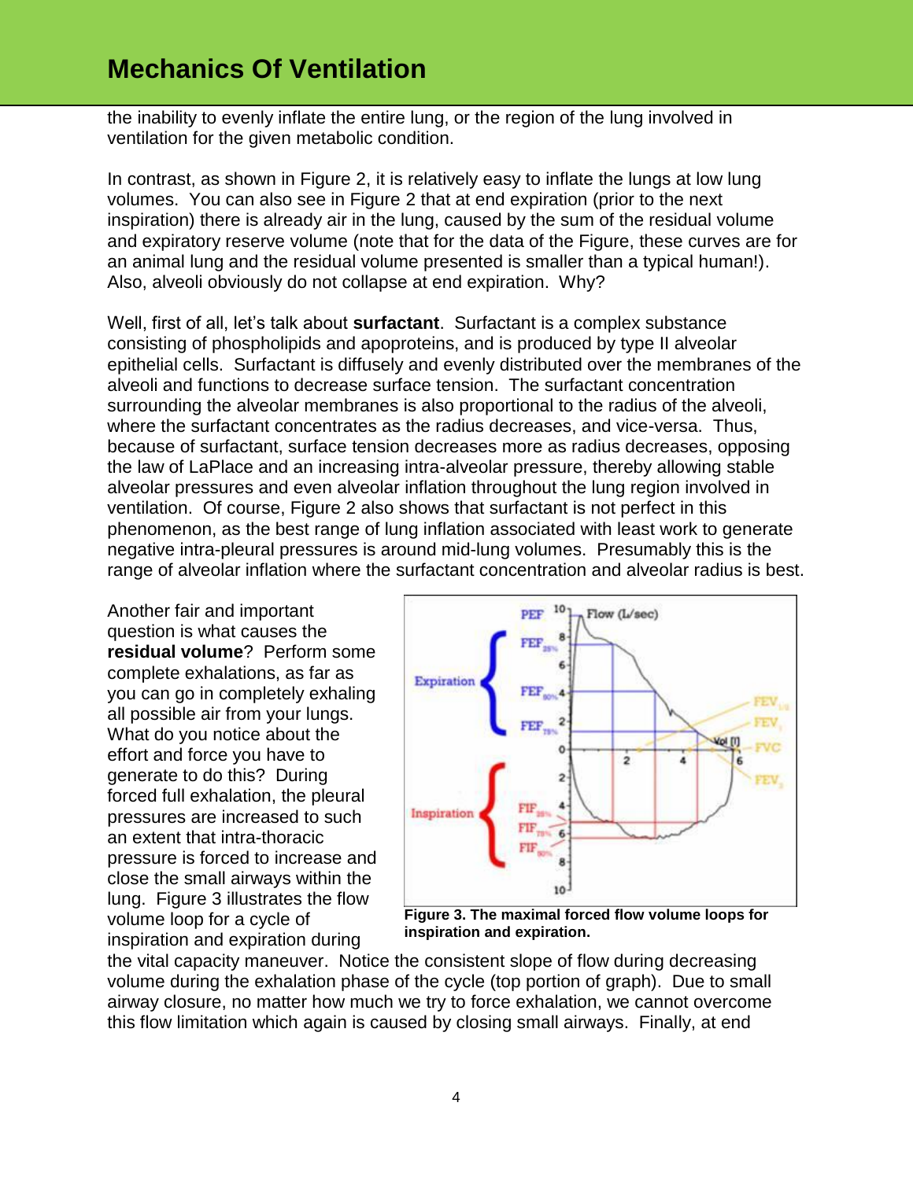the inability to evenly inflate the entire lung, or the region of the lung involved in ventilation for the given metabolic condition.

In contrast, as shown in Figure 2, it is relatively easy to inflate the lungs at low lung volumes. You can also see in Figure 2 that at end expiration (prior to the next inspiration) there is already air in the lung, caused by the sum of the residual volume and expiratory reserve volume (note that for the data of the Figure, these curves are for an animal lung and the residual volume presented is smaller than a typical human!). Also, alveoli obviously do not collapse at end expiration. Why?

Well, first of all, let's talk about **surfactant**. Surfactant is a complex substance consisting of phospholipids and apoproteins, and is produced by type II alveolar epithelial cells. Surfactant is diffusely and evenly distributed over the membranes of the alveoli and functions to decrease surface tension. The surfactant concentration surrounding the alveolar membranes is also proportional to the radius of the alveoli, where the surfactant concentrates as the radius decreases, and vice-versa. Thus, because of surfactant, surface tension decreases more as radius decreases, opposing the law of LaPlace and an increasing intra-alveolar pressure, thereby allowing stable alveolar pressures and even alveolar inflation throughout the lung region involved in ventilation. Of course, Figure 2 also shows that surfactant is not perfect in this phenomenon, as the best range of lung inflation associated with least work to generate negative intra-pleural pressures is around mid-lung volumes. Presumably this is the range of alveolar inflation where the surfactant concentration and alveolar radius is best.

Another fair and important question is what causes the **residual volume**? Perform some complete exhalations, as far as you can go in completely exhaling all possible air from your lungs. What do you notice about the effort and force you have to generate to do this? During forced full exhalation, the pleural pressures are increased to such an extent that intra-thoracic pressure is forced to increase and close the small airways within the lung. Figure 3 illustrates the flow volume loop for a cycle of inspiration and expiration during the vital capacity maneuver. Notice the consistent slope of flow during decreasing volume during the exhalation phase of the cycle (top portion of graph). Due to small airway closure, no matter how much we try to force exhalation, we cannot overcome this flow limitation which again is caused by closing small airways. Finally, at end

**Figure 3. The maximal forced flow volume loops for inspiration and expiration.**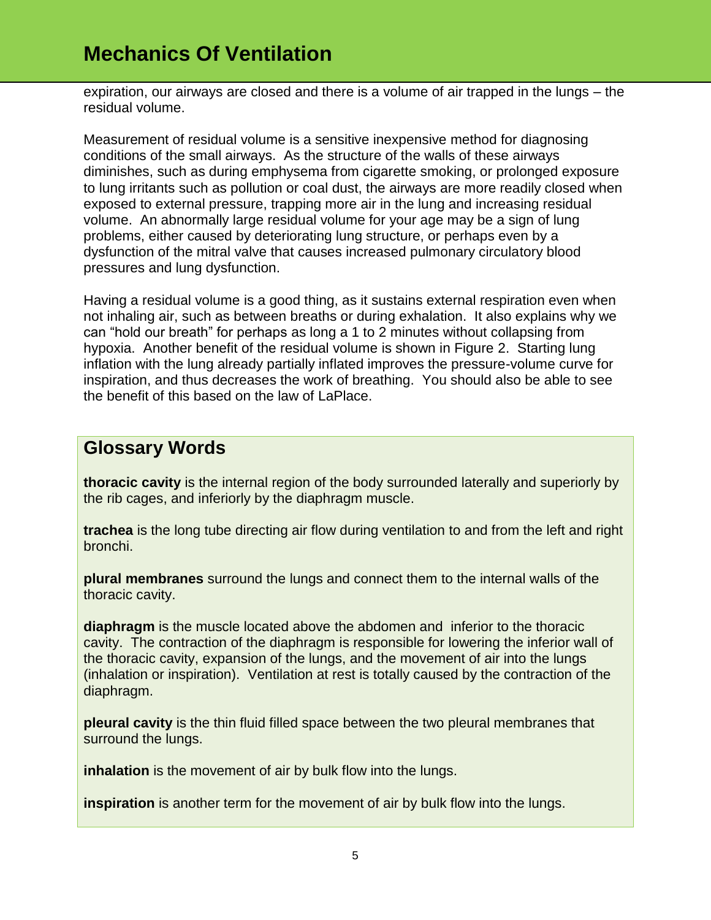expiration, our airways are closed and there is a volume of air trapped in the lungs – the residual volume.

Measurement of residual volume is a sensitive inexpensive method for diagnosing conditions of the small airways. As the structure of the walls of these airways diminishes, such as during emphysema from cigarette smoking, or prolonged exposure to lung irritants such as pollution or coal dust, the airways are more readily closed when exposed to external pressure, trapping more air in the lung and increasing residual volume. An abnormally large residual volume for your age may be a sign of lung problems, either caused by deteriorating lung structure, or perhaps even by a dysfunction of the mitral valve that causes increased pulmonary circulatory blood pressures and lung dysfunction.

Having a residual volume is a good thing, as it sustains external respiration even when not inhaling air, such as between breaths or during exhalation. It also explains why we can "hold our breath" for perhaps as long a 1 to 2 minutes without collapsing from hypoxia. Another benefit of the residual volume is shown in Figure 2. Starting lung inflation with the lung already partially inflated improves the pressure-volume curve for inspiration, and thus decreases the work of breathing. You should also be able to see the benefit of this based on the law of LaPlace.

## Glossary Words

**thoracic cavity** is the internal region of the body surrounded laterally and superiorly by the rib cages, and inferiorly by the diaphragm muscle.

**trachea** is the long tube directing air flow during ventilation to and from the left and right bronchi.

**plural membranes** surround the lungs and connect them to the internal walls of the thoracic cavity.

**diaphragm** is the muscle located above the abdomen and inferior to the thoracic cavity. The contraction of the diaphragm is responsible for lowering the inferior wall of the thoracic cavity, expansion of the lungs, and the movement of air into the lungs (inhalation or inspiration). Ventilation at rest is totally caused by the contraction of the diaphragm.

**pleural cavity** is the thin fluid filled space between the two pleural membranes that surround the lungs.

**inhalation** is the movement of air by bulk flow into the lungs.

**inspiration** is another term for the movement of air by bulk flow into the lungs.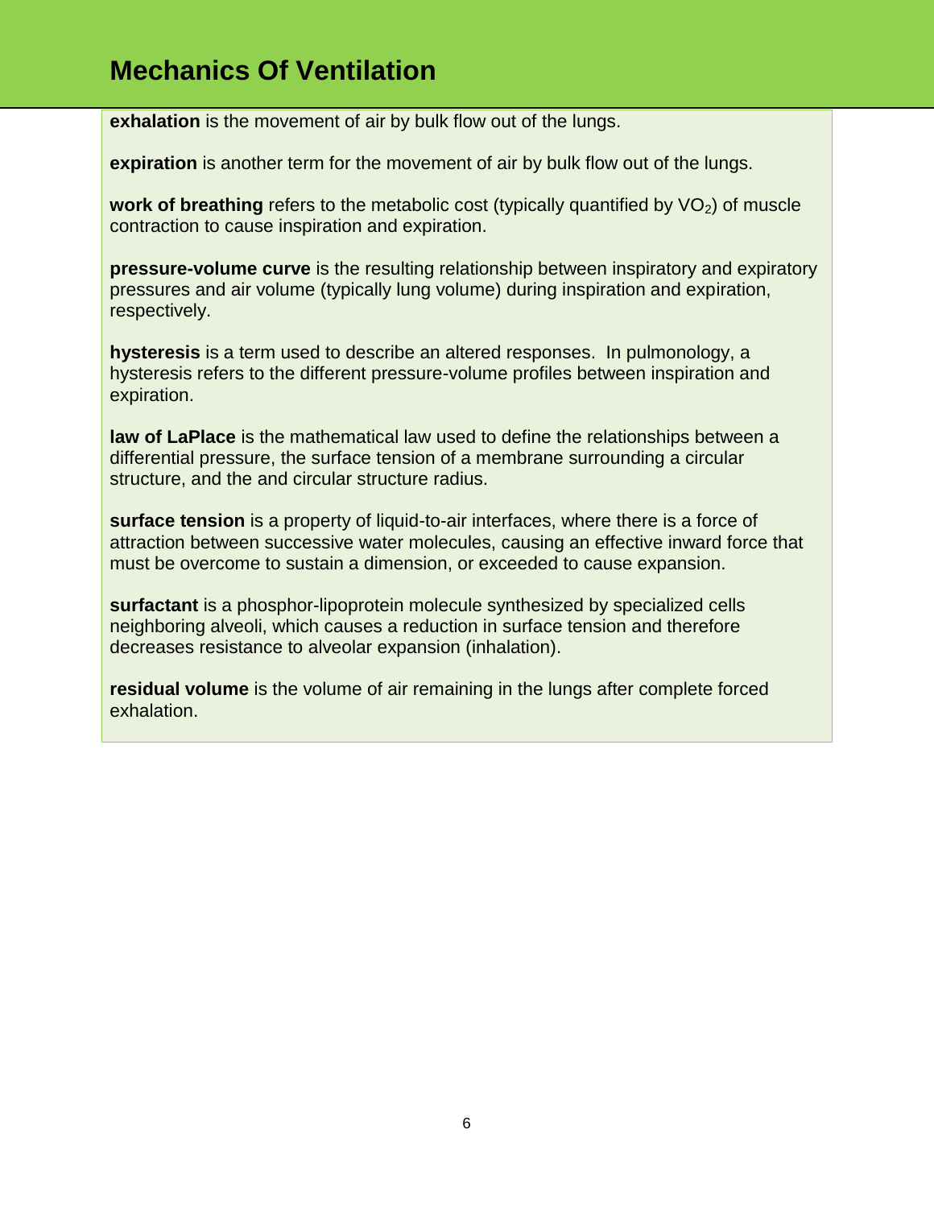# Mechanics Of Ventilation

**exhalation** is the movement of air by bulk flow out of the lungs.

**expiration** is another term for the movement of air by bulk flow out of the lungs.

**work of breathing** refers to the metabolic cost (typically quantified by $VO_2$) of muscle contraction to cause inspiration and expiration.

**pressure-volume curve** is the resulting relationship between inspiratory and expiratory pressures and air volume (typically lung volume) during inspiration and expiration, respectively.

**hysteresis** is a term used to describe an altered responses. In pulmonology, a hysteresis refers to the different pressure-volume profiles between inspiration and expiration.

**law of LaPlace** is the mathematical law used to define the relationships between a differential pressure, the surface tension of a membrane surrounding a circular structure, and the and circular structure radius.

**surface tension** is a property of liquid-to-air interfaces, where there is a force of attraction between successive water molecules, causing an effective inward force that must be overcome to sustain a dimension, or exceeded to cause expansion.

**surfactant** is a phosphor-lipoprotein molecule synthesized by specialized cells neighboring alveoli, which causes a reduction in surface tension and therefore decreases resistance to alveolar expansion (inhalation).

**residual volume** is the volume of air remaining in the lungs after complete forced exhalation.